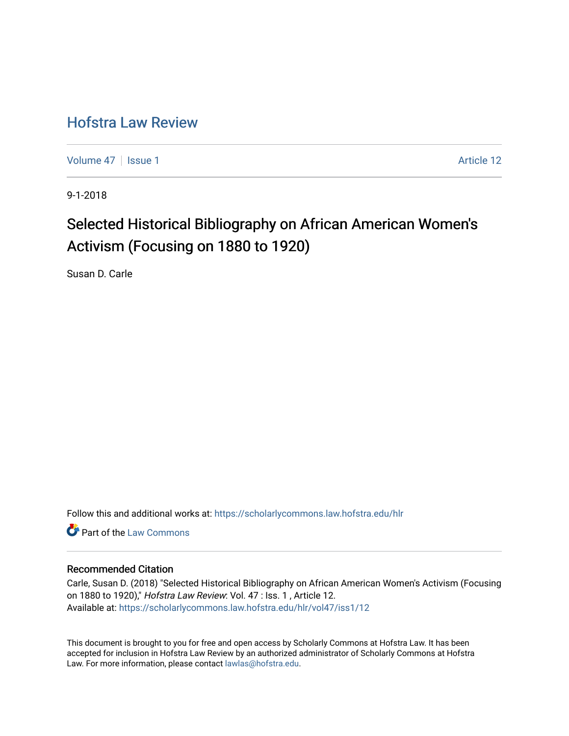# Hofstra Law Review

Volume 47 | Issue 1 Article 12

9-1-2018

## Selected Historical Bibliography on African American Women's Activism (Focusing on 1880 to 1920)

Susan D. Carle

Follow this and additional works at: https://scholarlycommons.law.hofstra.edu/hlr

Part of the Law Commons

### Recommended Citation

Carle, Susan D. (2018) "Selected Historical Bibliography on African American Women's Activism (Focusing on 1880 to 1920)," *Hofstra Law Review*: Vol. 47 : Iss. 1 , Article 12.
Available at: https://scholarlycommons.law.hofstra.edu/hlr/vol47/iss1/12

This document is brought to you for free and open access by Scholarly Commons at Hofstra Law. It has been accepted for inclusion in Hofstra Law Review by an authorized administrator of Scholarly Commons at Hofstra Law. For more information, please contact lawlas@hofstra.edu.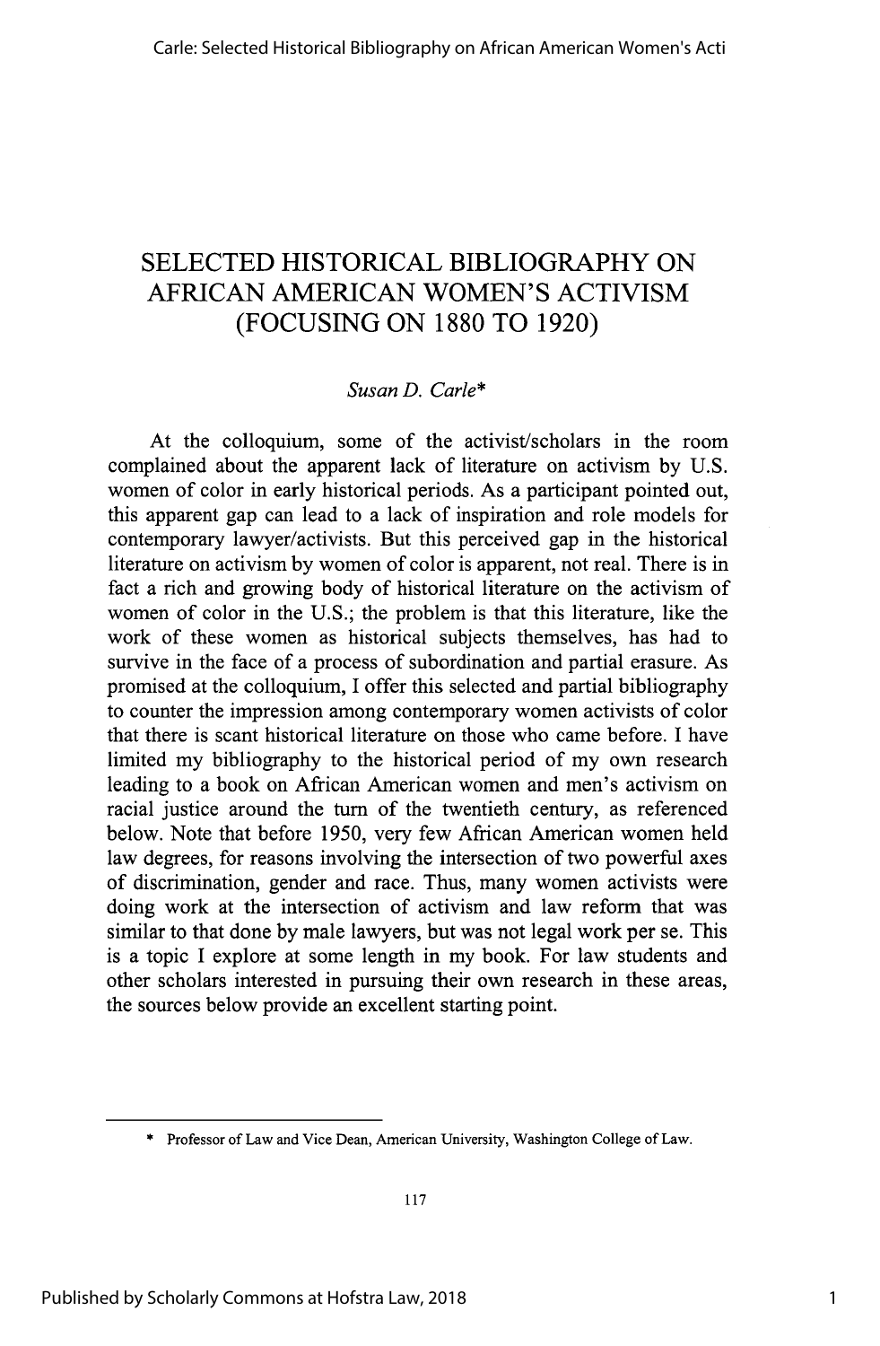# SELECTED HISTORICAL BIBLIOGRAPHY ON AFRICAN AMERICAN WOMEN'S ACTIVISM (FOCUSING ON 1880 TO 1920)

*Susan D. Carle**

At the colloquium, some of the activist/scholars in the room complained about the apparent lack of literature on activism by U.S. women of color in early historical periods. As a participant pointed out, this apparent gap can lead to a lack of inspiration and role models for contemporary lawyer/activists. But this perceived gap in the historical literature on activism by women of color is apparent, not real. There is in fact a rich and growing body of historical literature on the activism of women of color in the U.S.; the problem is that this literature, like the work of these women as historical subjects themselves, has had to survive in the face of a process of subordination and partial erasure. As promised at the colloquium, I offer this selected and partial bibliography to counter the impression among contemporary women activists of color that there is scant historical literature on those who came before. I have limited my bibliography to the historical period of my own research leading to a book on African American women and men's activism on racial justice around the turn of the twentieth century, as referenced below. Note that before 1950, very few African American women held law degrees, for reasons involving the intersection of two powerful axes of discrimination, gender and race. Thus, many women activists were doing work at the intersection of activism and law reform that was similar to that done by male lawyers, but was not legal work per se. This is a topic I explore at some length in my book. For law students and other scholars interested in pursuing their own research in these areas, the sources below provide an excellent starting point.

---

\* Professor of Law and Vice Dean, American University, Washington College of Law.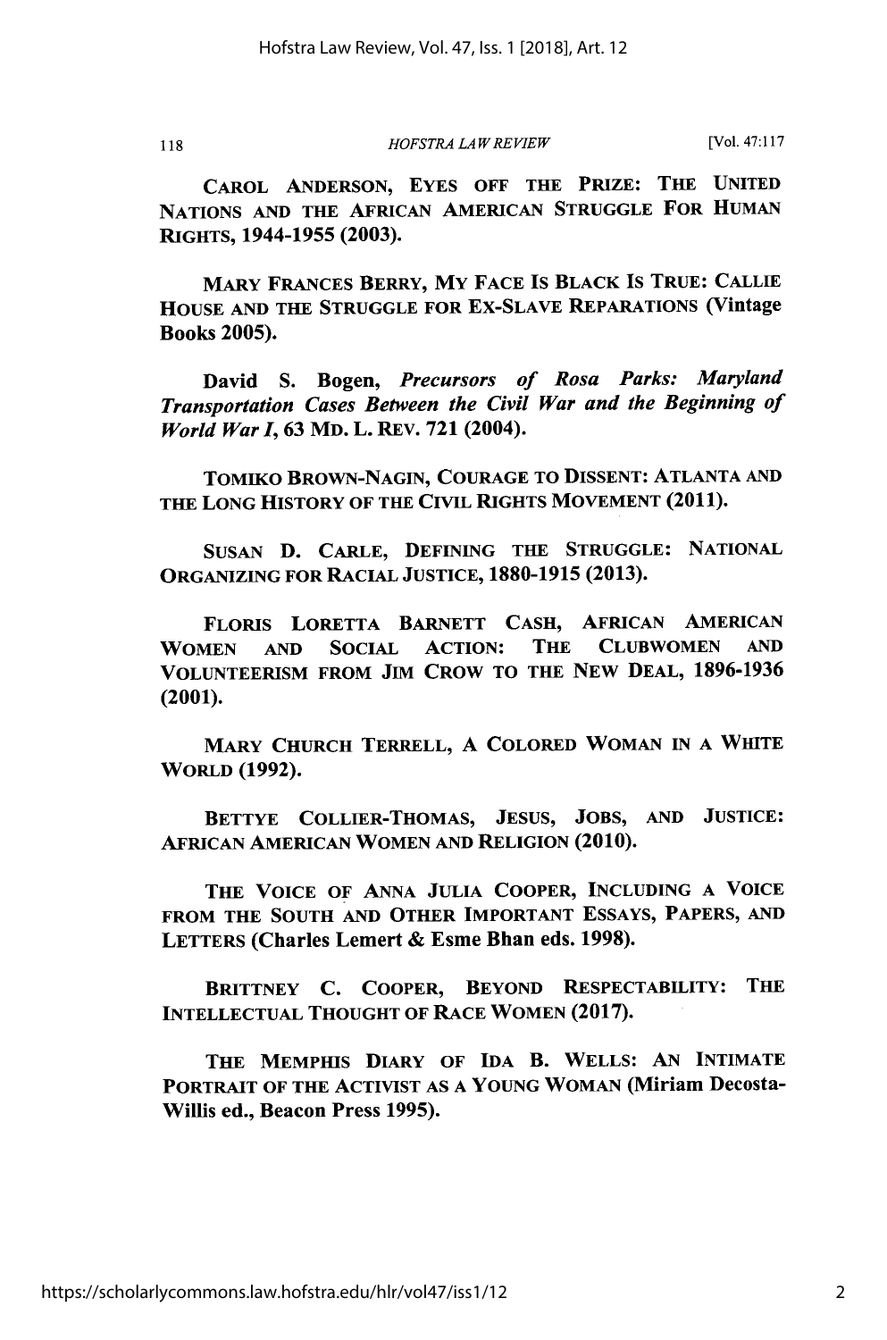CAROL ANDERSON, EYES OFF THE PRIZE: THE UNITED NATIONS AND THE AFRICAN AMERICAN STRUGGLE FOR HUMAN RIGHTS, 1944-1955 (2003).

MARY FRANCES BERRY, MY FACE IS BLACK IS TRUE: CALLIE HOUSE AND THE STRUGGLE FOR EX-SLAVE REPARATIONS (Vintage Books 2005).

David S. Bogen, *Precursors of Rosa Parks: Maryland Transportation Cases Between the Civil War and the Beginning of World War I*, 63 MD. L. REV. 721 (2004).

TOMIKO BROWN-NAGIN, COURAGE TO DISSENT: ATLANTA AND THE LONG HISTORY OF THE CIVIL RIGHTS MOVEMENT (2011).

SUSAN D. CARLE, DEFINING THE STRUGGLE: NATIONAL ORGANIZING FOR RACIAL JUSTICE, 1880-1915 (2013).

FLORIS LORETTA BARNETT CASH, AFRICAN AMERICAN WOMEN AND SOCIAL ACTION: THE CLUBWOMEN AND VOLUNTEERISM FROM JIM CROW TO THE NEW DEAL, 1896-1936 (2001).

MARY CHURCH TERRELL, A COLORED WOMAN IN A WHITE WORLD (1992).

BETTYE COLLIER-THOMAS, JESUS, JOBS, AND JUSTICE: AFRICAN AMERICAN WOMEN AND RELIGION (2010).

THE VOICE OF ANNA JULIA COOPER, INCLUDING A VOICE FROM THE SOUTH AND OTHER IMPORTANT ESSAYS, PAPERS, AND LETTERS (Charles Lemert & Esme Bhan eds. 1998).

BRITTNEY C. COOPER, BEYOND RESPECTABILITY: THE INTELLECTUAL THOUGHT OF RACE WOMEN (2017).

THE MEMPHIS DIARY OF IDA B. WELLS: AN INTIMATE PORTRAIT OF THE ACTIVIST AS A YOUNG WOMAN (Miriam Decosta-Willis ed., Beacon Press 1995).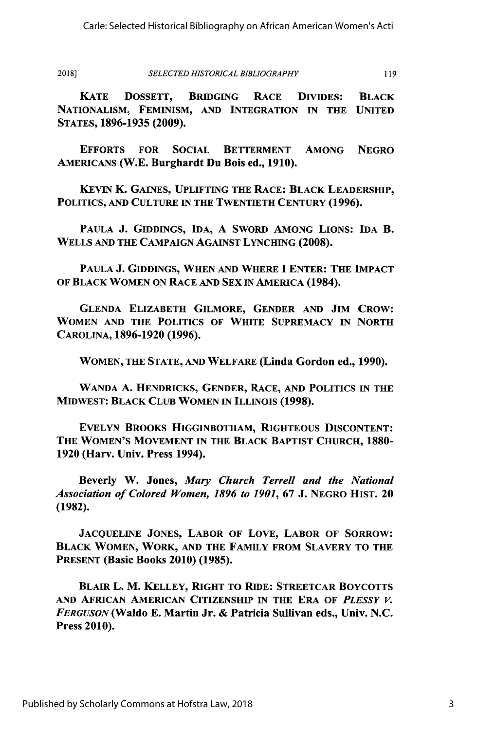KATE DOSSETT, BRIDGING RACE DIVIDES: BLACK NATIONALISM, FEMINISM, AND INTEGRATION IN THE UNITED STATES, 1896-1935 (2009).

EFFORTS FOR SOCIAL BETTERMENT AMONG NEGRO AMERICANS (W.E. Burghardt Du Bois ed., 1910).

KEVIN K. GAINES, UPLIFTING THE RACE: BLACK LEADERSHIP, POLITICS, AND CULTURE IN THE TWENTIETH CENTURY (1996).

PAULA J. GIDDINGS, IDA, A SWORD AMONG LIONS: IDA B. WELLS AND THE CAMPAIGN AGAINST LYNCHING (2008).

PAULA J. GIDDINGS, WHEN AND WHERE I ENTER: THE IMPACT OF BLACK WOMEN ON RACE AND SEX IN AMERICA (1984).

GLENDA ELIZABETH GILMORE, GENDER AND JIM CROW: WOMEN AND THE POLITICS OF WHITE SUPREMACY IN NORTH CAROLINA, 1896-1920 (1996).

WOMEN, THE STATE, AND WELFARE (Linda Gordon ed., 1990).

WANDA A. HENDRICKS, GENDER, RACE, AND POLITICS IN THE MIDWEST: BLACK CLUB WOMEN IN ILLINOIS (1998).

EVELYN BROOKS HIGGINBOTHAM, RIGHTEOUS DISCONTENT: THE WOMEN'S MOVEMENT IN THE BLACK BAPTIST CHURCH, 1880-1920 (Harv. Univ. Press 1994).

Beverly W. Jones, *Mary Church Terrell and the National Association of Colored Women, 1896 to 1901*, 67 J. NEGRO HIST. 20 (1982).

JACQUELINE JONES, LABOR OF LOVE, LABOR OF SORROW: BLACK WOMEN, WORK, AND THE FAMILY FROM SLAVERY TO THE PRESENT (Basic Books 2010) (1985).

BLAIR L. M. KELLEY, RIGHT TO RIDE: STREETCAR BOYCOTTS AND AFRICAN AMERICAN CITIZENSHIP IN THE ERA OF *PLESSY V. FERGUSON* (Waldo E. Martin Jr. & Patricia Sullivan eds., Univ. N.C. Press 2010).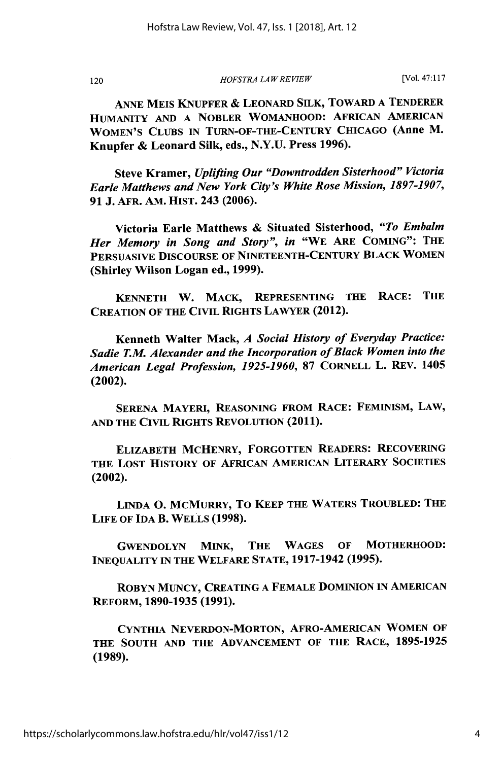ANNE MEIS KNUPFER & LEONARD SILK, TOWARD A TENDERER HUMANITY AND A NOBLER WOMANHOOD: AFRICAN AMERICAN WOMEN'S CLUBS IN TURN-OF-THE-CENTURY CHICAGO (Anne M. Knupfer & Leonard Silk, eds., N.Y.U. Press 1996).

Steve Kramer, *Uplifting Our "Downtrodden Sisterhood" Victoria Earle Matthews and New York City's White Rose Mission, 1897-1907*, 91 J. AFR. AM. HIST. 243 (2006).

Victoria Earle Matthews & Situated Sisterhood, *"To Embalm Her Memory in Song and Story"*, *in* "WE ARE COMING": THE PERSUASIVE DISCOURSE OF NINETEENTH-CENTURY BLACK WOMEN (Shirley Wilson Logan ed., 1999).

KENNETH W. MACK, REPRESENTING THE RACE: THE CREATION OF THE CIVIL RIGHTS LAWYER (2012).

Kenneth Walter Mack, *A Social History of Everyday Practice: Sadie T.M. Alexander and the Incorporation of Black Women into the American Legal Profession, 1925-1960*, 87 CORNELL L. REV. 1405 (2002).

SERENA MAYERI, REASONING FROM RACE: FEMINISM, LAW, AND THE CIVIL RIGHTS REVOLUTION (2011).

ELIZABETH MCHENRY, FORGOTTEN READERS: RECOVERING THE LOST HISTORY OF AFRICAN AMERICAN LITERARY SOCIETIES (2002).

LINDA O. MCMURRY, TO KEEP THE WATERS TROUBLED: THE LIFE OF IDA B. WELLS (1998).

GWENDOLYN MINK, THE WAGES OF MOTHERHOOD: INEQUALITY IN THE WELFARE STATE, 1917-1942 (1995).

ROBYN MUNCY, CREATING A FEMALE DOMINION IN AMERICAN REFORM, 1890-1935 (1991).

CYNTHIA NEVERDON-MORTON, AFRO-AMERICAN WOMEN OF THE SOUTH AND THE ADVANCEMENT OF THE RACE, 1895-1925 (1989).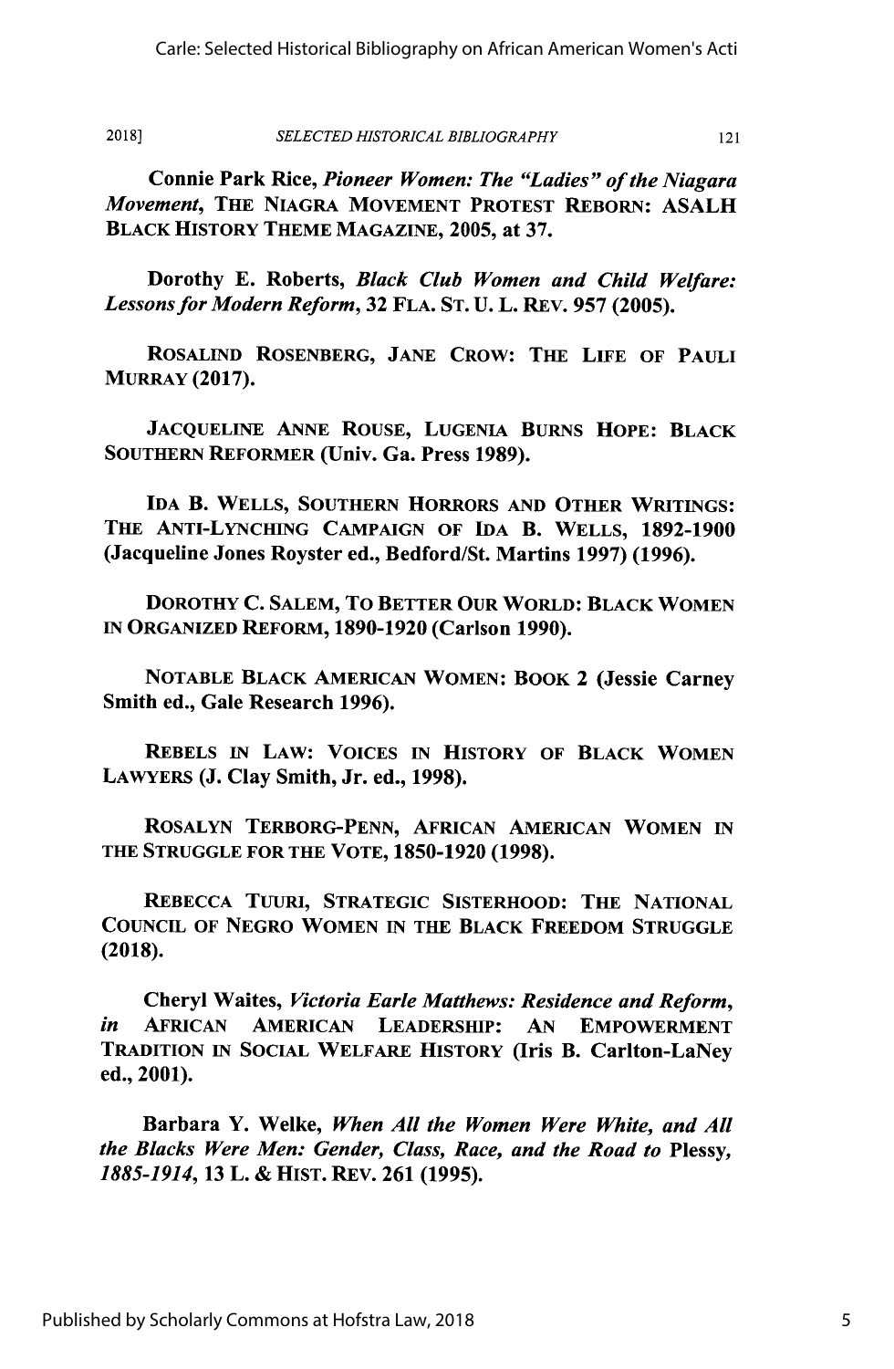**Connie Park Rice, *Pioneer Women: The "Ladies" of the Niagara Movement*, THE NIAGRA MOVEMENT PROTEST REBORN: ASALH BLACK HISTORY THEME MAGAZINE, 2005, at 37.**

**Dorothy E. Roberts, *Black Club Women and Child Welfare: Lessons for Modern Reform*, 32 FLA. ST. U. L. REV. 957 (2005).**

**ROSALIND ROSENBERG, JANE CROW: THE LIFE OF PAULI MURRAY (2017).**

**JACQUELINE ANNE ROUSE, LUGENIA BURNS HOPE: BLACK SOUTHERN REFORMER (Univ. Ga. Press 1989).**

**IDA B. WELLS, SOUTHERN HORRORS AND OTHER WRITINGS: THE ANTI-LYNCHING CAMPAIGN OF IDA B. WELLS, 1892-1900 (Jacqueline Jones Royster ed., Bedford/St. Martins 1997) (1996).**

**DOROTHY C. SALEM, TO BETTER OUR WORLD: BLACK WOMEN IN ORGANIZED REFORM, 1890-1920 (Carlson 1990).**

**NOTABLE BLACK AMERICAN WOMEN: BOOK 2 (Jessie Carney Smith ed., Gale Research 1996).**

**REBELS IN LAW: VOICES IN HISTORY OF BLACK WOMEN LAWYERS (J. Clay Smith, Jr. ed., 1998).**

**ROSALYN TERBORG-PENN, AFRICAN AMERICAN WOMEN IN THE STRUGGLE FOR THE VOTE, 1850-1920 (1998).**

**REBECCA TUURI, STRATEGIC SISTERHOOD: THE NATIONAL COUNCIL OF NEGRO WOMEN IN THE BLACK FREEDOM STRUGGLE (2018).**

**Cheryl Waites, *Victoria Earle Matthews: Residence and Reform*, *in* AFRICAN AMERICAN LEADERSHIP: AN EMPOWERMENT TRADITION IN SOCIAL WELFARE HISTORY (Iris B. Carlton-LaNey ed., 2001).**

**Barbara Y. Welke, *When All the Women Were White, and All the Blacks Were Men: Gender, Class, Race, and the Road to* Plessy, *1885-1914*, 13 L. & HIST. REV. 261 (1995).**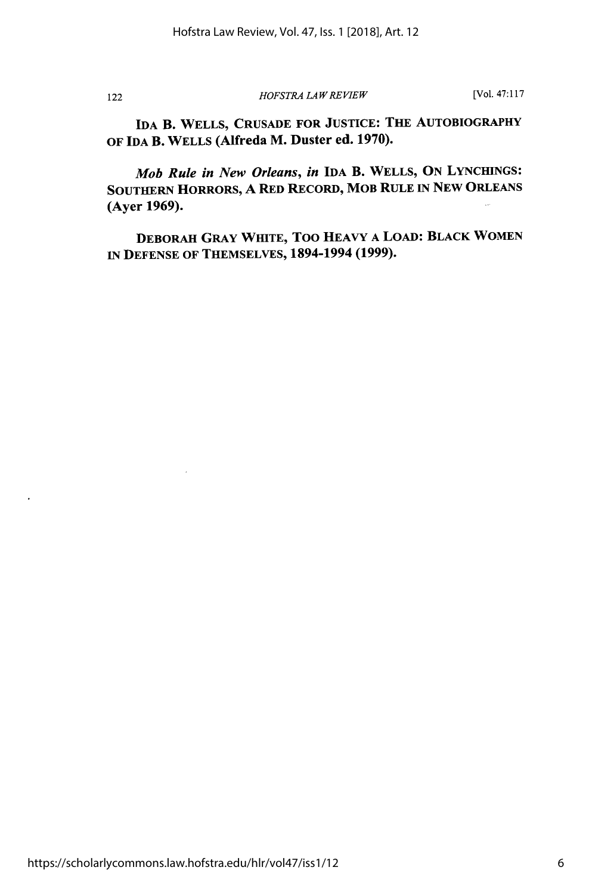**IDA B. WELLS, CRUSADE FOR JUSTICE: THE AUTOBIOGRAPHY OF IDA B. WELLS (Alfreda M. Duster ed. 1970).**

***Mob Rule in New Orleans*, *in* IDA B. WELLS, ON LYNCHINGS: SOUTHERN HORRORS, A RED RECORD, MOB RULE IN NEW ORLEANS (Ayer 1969).**

**DEBORAH GRAY WHITE, TOO HEAVY A LOAD: BLACK WOMEN IN DEFENSE OF THEMSELVES, 1894-1994 (1999).**